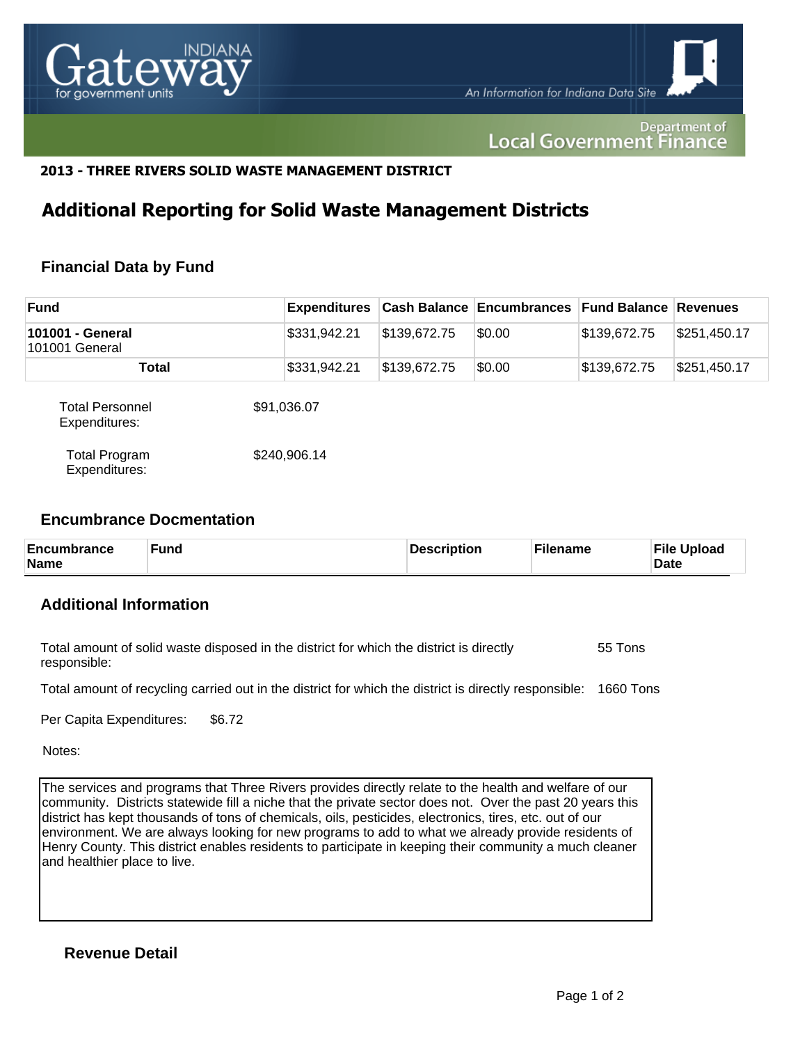**2013 - THREE RIVERS SOLID WASTE MANAGEMENT DISTRICT**

# Additional Reporting for Solid Waste Management Districts

## Financial Data by Fund

| Fund | Expenditures | Cash Balance | Encumbrances | Fund Balance | Revenues |
|---|---|---|---|---|---|
| **101001 - General** 101001 General | $331,942.21 | $139,672.75 | $0.00 | $139,672.75 | $251,450.17 |
| **Total** | $331,942.21 | $139,672.75 | $0.00 | $139,672.75 | $251,450.17 |

Total Personnel Expenditures: $91,036.07

Total Program Expenditures: $240,906.14

## Encumbrance Docmentation

| Encumbrance Name | Fund | Description | Filename | File Upload Date |
|---|---|---|---|---|

## Additional Information

Total amount of solid waste disposed in the district for which the district is directly responsible: 55 Tons

Total amount of recycling carried out in the district for which the district is directly responsible: 1660 Tons

Per Capita Expenditures: $6.72

Notes:

The services and programs that Three Rivers provides directly relate to the health and welfare of our community. Districts statewide fill a niche that the private sector does not. Over the past 20 years this district has kept thousands of tons of chemicals, oils, pesticides, electronics, tires, etc. out of our environment. We are always looking for new programs to add to what we already provide residents of Henry County. This district enables residents to participate in keeping their community a much cleaner and healthier place to live.

## Revenue Detail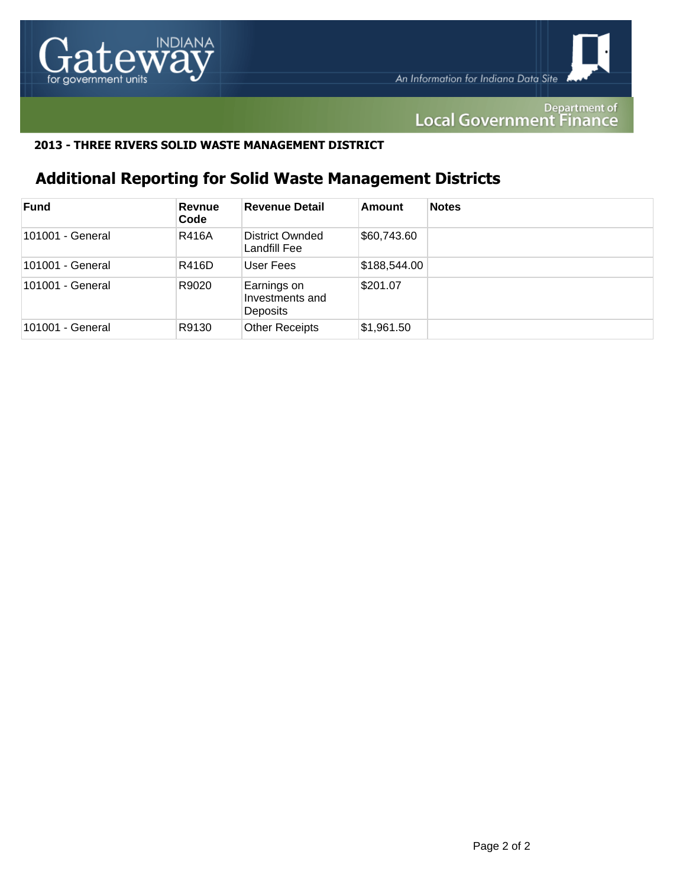**2013 - THREE RIVERS SOLID WASTE MANAGEMENT DISTRICT**

## Additional Reporting for Solid Waste Management Districts

| Fund | Revnue Code | Revenue Detail | Amount | Notes |
|---|---|---|---|---|
| 101001 - General | R416A | District Ownded Landfill Fee | $60,743.60 | |
| 101001 - General | R416D | User Fees | $188,544.00 | |
| 101001 - General | R9020 | Earnings on Investments and Deposits | $201.07 | |
| 101001 - General | R9130 | Other Receipts | $1,961.50 | |